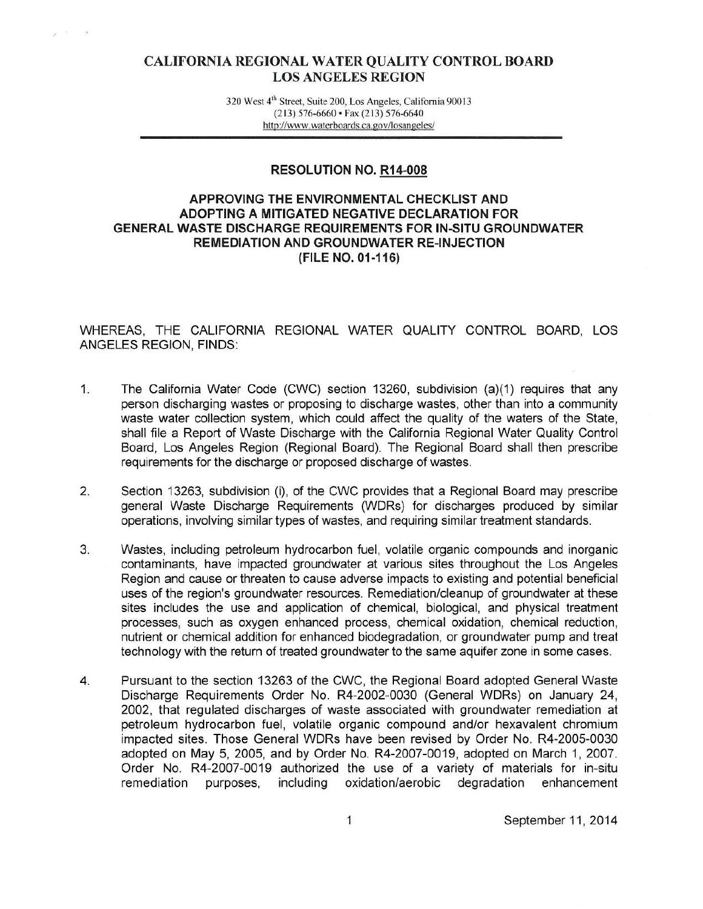# CALIFORNIA REGIONAL WATER QUALITY CONTROL BOARD
# LOS ANGELES REGION

320 West 4th Street, Suite 200, Los Angeles, California 90013
(213) 576-6660 • Fax (213) 576-6640
http://www.waterboards.ca.gov/losangeles/

## RESOLUTION NO. R14-008

## APPROVING THE ENVIRONMENTAL CHECKLIST AND ADOPTING A MITIGATED NEGATIVE DECLARATION FOR GENERAL WASTE DISCHARGE REQUIREMENTS FOR IN-SITU GROUNDWATER REMEDIATION AND GROUNDWATER RE-INJECTION (FILE NO. 01-116)

WHEREAS, THE CALIFORNIA REGIONAL WATER QUALITY CONTROL BOARD, LOS ANGELES REGION, FINDS:

1. The California Water Code (CWC) section 13260, subdivision (a)(1) requires that any person discharging wastes or proposing to discharge wastes, other than into a community waste water collection system, which could affect the quality of the waters of the State, shall file a Report of Waste Discharge with the California Regional Water Quality Control Board, Los Angeles Region (Regional Board). The Regional Board shall then prescribe requirements for the discharge or proposed discharge of wastes.

2. Section 13263, subdivision (i), of the CWC provides that a Regional Board may prescribe general Waste Discharge Requirements (WDRs) for discharges produced by similar operations, involving similar types of wastes, and requiring similar treatment standards.

3. Wastes, including petroleum hydrocarbon fuel, volatile organic compounds and inorganic contaminants, have impacted groundwater at various sites throughout the Los Angeles Region and cause or threaten to cause adverse impacts to existing and potential beneficial uses of the region's groundwater resources. Remediation/cleanup of groundwater at these sites includes the use and application of chemical, biological, and physical treatment processes, such as oxygen enhanced process, chemical oxidation, chemical reduction, nutrient or chemical addition for enhanced biodegradation, or groundwater pump and treat technology with the return of treated groundwater to the same aquifer zone in some cases.

4. Pursuant to the section 13263 of the CWC, the Regional Board adopted General Waste Discharge Requirements Order No. R4-2002-0030 (General WDRs) on January 24, 2002, that regulated discharges of waste associated with groundwater remediation at petroleum hydrocarbon fuel, volatile organic compound and/or hexavalent chromium impacted sites. Those General WDRs have been revised by Order No. R4-2005-0030 adopted on May 5, 2005, and by Order No. R4-2007-0019, adopted on March 1, 2007. Order No. R4-2007-0019 authorized the use of a variety of materials for in-situ remediation purposes, including oxidation/aerobic degradation enhancement

September 11, 2014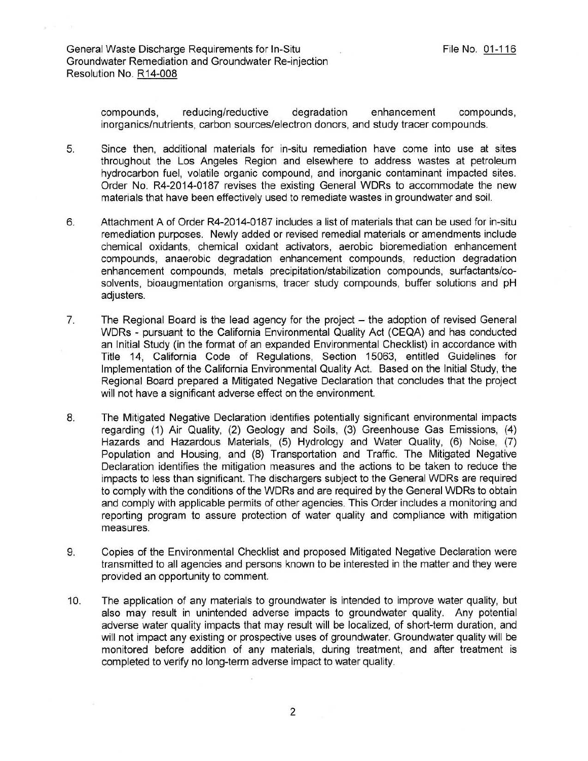compounds, reducing/reductive degradation enhancement compounds, inorganics/nutrients, carbon sources/electron donors, and study tracer compounds.

5. Since then, additional materials for in-situ remediation have come into use at sites throughout the Los Angeles Region and elsewhere to address wastes at petroleum hydrocarbon fuel, volatile organic compound, and inorganic contaminant impacted sites. Order No. R4-2014-0187 revises the existing General WDRs to accommodate the new materials that have been effectively used to remediate wastes in groundwater and soil.

6. Attachment A of Order R4-2014-0187 includes a list of materials that can be used for in-situ remediation purposes. Newly added or revised remedial materials or amendments include chemical oxidants, chemical oxidant activators, aerobic bioremediation enhancement compounds, anaerobic degradation enhancement compounds, reduction degradation enhancement compounds, metals precipitation/stabilization compounds, surfactants/co-solvents, bioaugmentation organisms, tracer study compounds, buffer solutions and pH adjusters.

7. The Regional Board is the lead agency for the project – the adoption of revised General WDRs - pursuant to the California Environmental Quality Act (CEQA) and has conducted an Initial Study (in the format of an expanded Environmental Checklist) in accordance with Title 14, California Code of Regulations, Section 15063, entitled Guidelines for Implementation of the California Environmental Quality Act. Based on the Initial Study, the Regional Board prepared a Mitigated Negative Declaration that concludes that the project will not have a significant adverse effect on the environment.

8. The Mitigated Negative Declaration identifies potentially significant environmental impacts regarding (1) Air Quality, (2) Geology and Soils, (3) Greenhouse Gas Emissions, (4) Hazards and Hazardous Materials, (5) Hydrology and Water Quality, (6) Noise, (7) Population and Housing, and (8) Transportation and Traffic. The Mitigated Negative Declaration identifies the mitigation measures and the actions to be taken to reduce the impacts to less than significant. The dischargers subject to the General WDRs are required to comply with the conditions of the WDRs and are required by the General WDRs to obtain and comply with applicable permits of other agencies. This Order includes a monitoring and reporting program to assure protection of water quality and compliance with mitigation measures.

9. Copies of the Environmental Checklist and proposed Mitigated Negative Declaration were transmitted to all agencies and persons known to be interested in the matter and they were provided an opportunity to comment.

10. The application of any materials to groundwater is intended to improve water quality, but also may result in unintended adverse impacts to groundwater quality. Any potential adverse water quality impacts that may result will be localized, of short-term duration, and will not impact any existing or prospective uses of groundwater. Groundwater quality will be monitored before addition of any materials, during treatment, and after treatment is completed to verify no long-term adverse impact to water quality.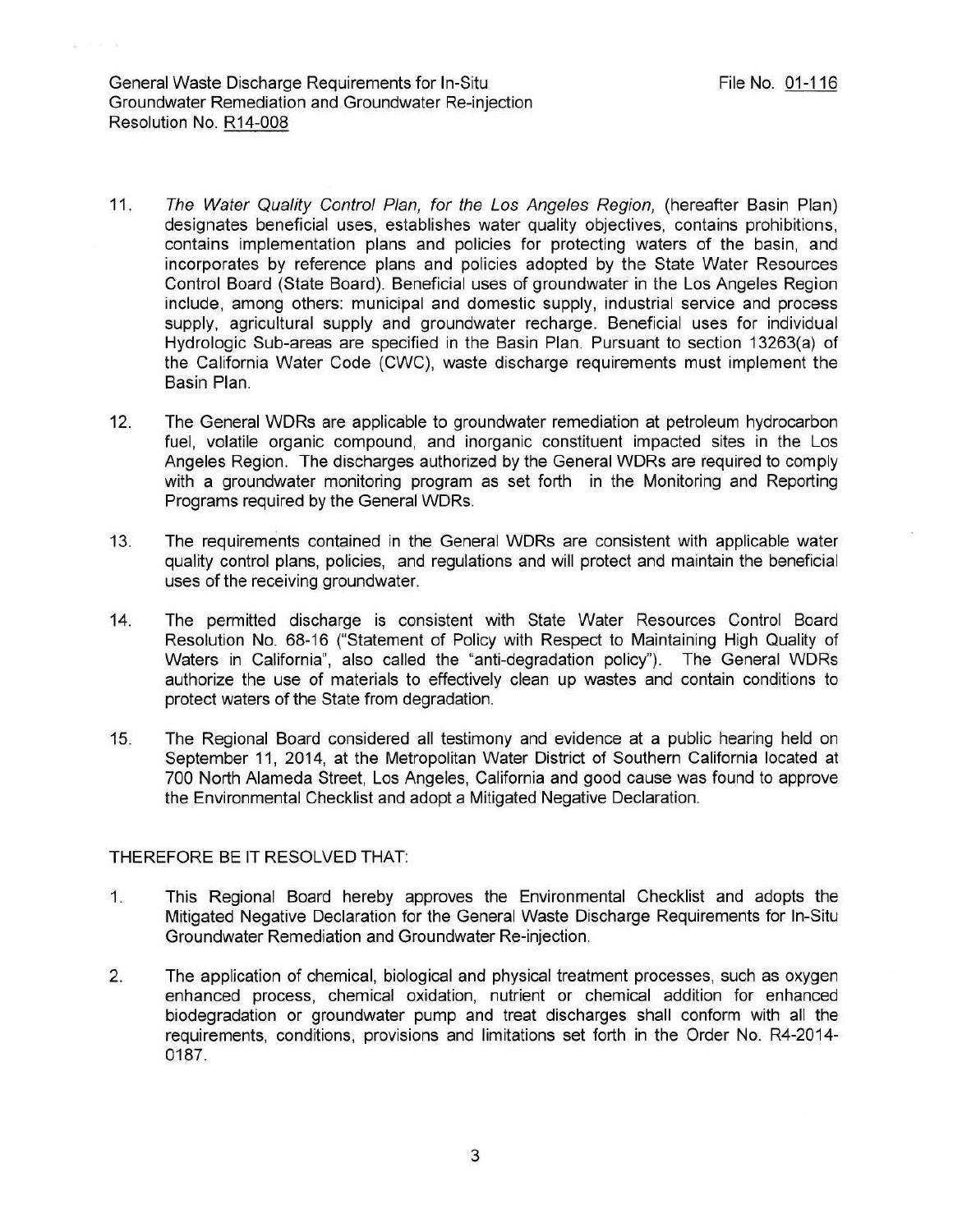11. *The Water Quality Control Plan, for the Los Angeles Region,* (hereafter Basin Plan) designates beneficial uses, establishes water quality objectives, contains prohibitions, contains implementation plans and policies for protecting waters of the basin, and incorporates by reference plans and policies adopted by the State Water Resources Control Board (State Board). Beneficial uses of groundwater in the Los Angeles Region include, among others: municipal and domestic supply, industrial service and process supply, agricultural supply and groundwater recharge. Beneficial uses for individual Hydrologic Sub-areas are specified in the Basin Plan. Pursuant to section 13263(a) of the California Water Code (CWC), waste discharge requirements must implement the Basin Plan.

12. The General WDRs are applicable to groundwater remediation at petroleum hydrocarbon fuel, volatile organic compound, and inorganic constituent impacted sites in the Los Angeles Region. The discharges authorized by the General WDRs are required to comply with a groundwater monitoring program as set forth in the Monitoring and Reporting Programs required by the General WDRs.

13. The requirements contained in the General WDRs are consistent with applicable water quality control plans, policies, and regulations and will protect and maintain the beneficial uses of the receiving groundwater.

14. The permitted discharge is consistent with State Water Resources Control Board Resolution No. 68-16 ("Statement of Policy with Respect to Maintaining High Quality of Waters in California", also called the "anti-degradation policy"). The General WDRs authorize the use of materials to effectively clean up wastes and contain conditions to protect waters of the State from degradation.

15. The Regional Board considered all testimony and evidence at a public hearing held on September 11, 2014, at the Metropolitan Water District of Southern California located at 700 North Alameda Street, Los Angeles, California and good cause was found to approve the Environmental Checklist and adopt a Mitigated Negative Declaration.

THEREFORE BE IT RESOLVED THAT:

1. This Regional Board hereby approves the Environmental Checklist and adopts the Mitigated Negative Declaration for the General Waste Discharge Requirements for In-Situ Groundwater Remediation and Groundwater Re-injection.

2. The application of chemical, biological and physical treatment processes, such as oxygen enhanced process, chemical oxidation, nutrient or chemical addition for enhanced biodegradation or groundwater pump and treat discharges shall conform with all the requirements, conditions, provisions and limitations set forth in the Order No. R4-2014-0187.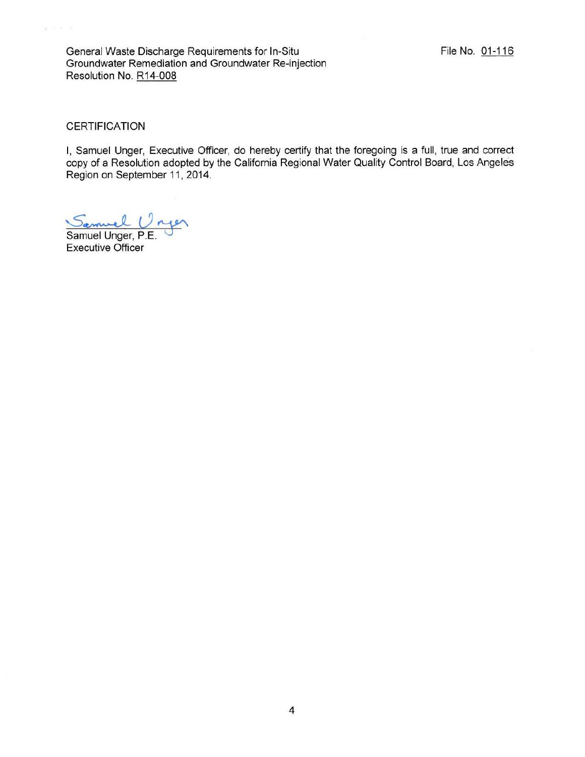General Waste Discharge Requirements for In-Situ Groundwater Remediation and Groundwater Re-injection
Resolution No. R14-008

File No. 01-116

CERTIFICATION

I, Samuel Unger, Executive Officer, do hereby certify that the foregoing is a full, true and correct copy of a Resolution adopted by the California Regional Water Quality Control Board, Los Angeles Region on September 11, 2014.

Samuel Unger, P.E.
Executive Officer